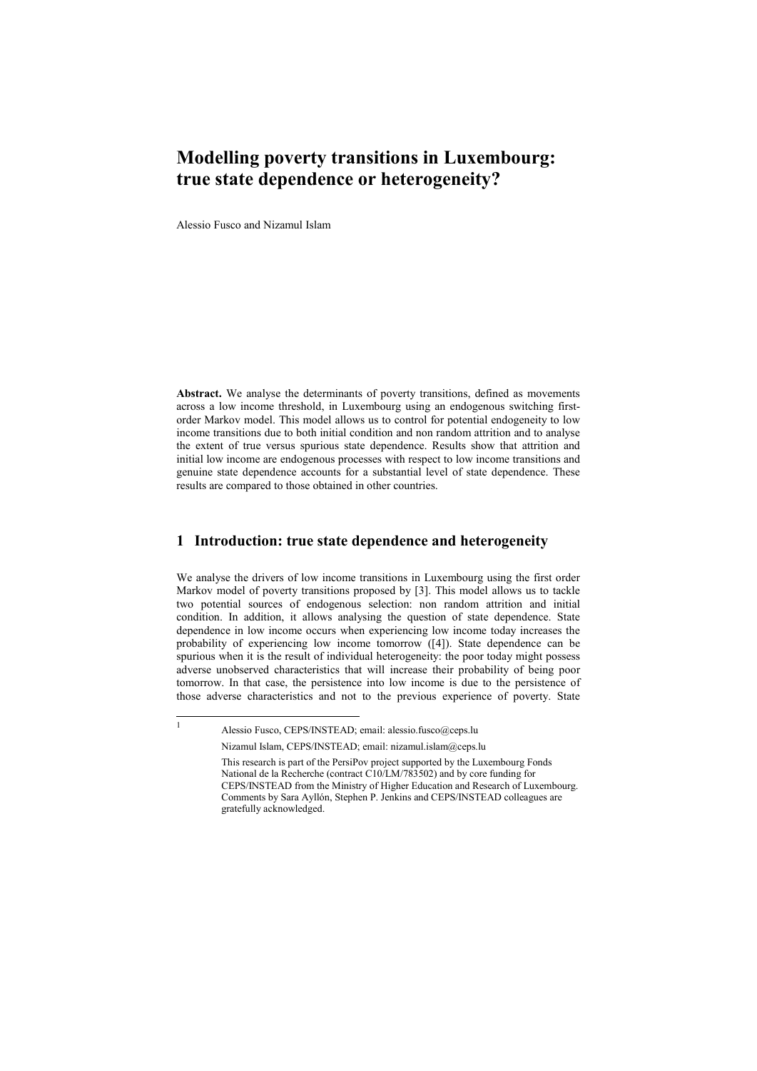# Modelling poverty transitions in Luxembourg: true state dependence or heterogeneity?

Alessio Fusco and Nizamul Islam

**Abstract.** We analyse the determinants of poverty transitions, defined as movements across a low income threshold, in Luxembourg using an endogenous switching first-order Markov model. This model allows us to control for potential endogeneity to low income transitions due to both initial condition and non random attrition and to analyse the extent of true versus spurious state dependence. Results show that attrition and initial low income are endogenous processes with respect to low income transitions and genuine state dependence accounts for a substantial level of state dependence. These results are compared to those obtained in other countries.

## 1 Introduction: true state dependence and heterogeneity

We analyse the drivers of low income transitions in Luxembourg using the first order Markov model of poverty transitions proposed by [3]. This model allows us to tackle two potential sources of endogenous selection: non random attrition and initial condition. In addition, it allows analysing the question of state dependence. State dependence in low income occurs when experiencing low income today increases the probability of experiencing low income tomorrow ([4]). State dependence can be spurious when it is the result of individual heterogeneity: the poor today might possess adverse unobserved characteristics that will increase their probability of being poor tomorrow. In that case, the persistence into low income is due to the persistence of those adverse characteristics and not to the previous experience of poverty. State

---

[1] Alessio Fusco, CEPS/INSTEAD; email: alessio.fusco@ceps.lu

Nizamul Islam, CEPS/INSTEAD; email: nizamul.islam@ceps.lu

This research is part of the PersiPov project supported by the Luxembourg Fonds National de la Recherche (contract C10/LM/783502) and by core funding for CEPS/INSTEAD from the Ministry of Higher Education and Research of Luxembourg. Comments by Sara Ayllón, Stephen P. Jenkins and CEPS/INSTEAD colleagues are gratefully acknowledged.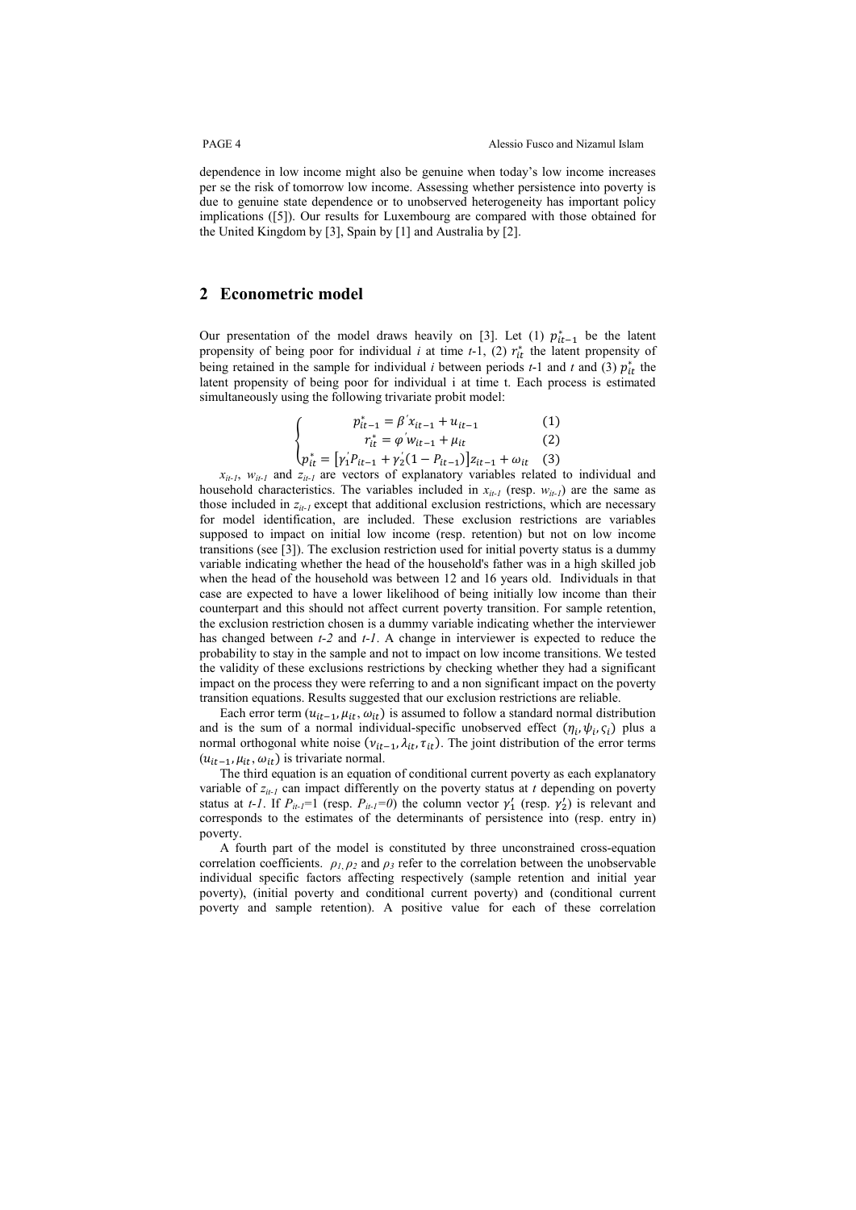dependence in low income might also be genuine when today's low income increases per se the risk of tomorrow low income. Assessing whether persistence into poverty is due to genuine state dependence or to unobserved heterogeneity has important policy implications ([5]). Our results for Luxembourg are compared with those obtained for the United Kingdom by [3], Spain by [1] and Australia by [2].

## 2 Econometric model

Our presentation of the model draws heavily on [3]. Let (1) $p^*_{it-1}$ be the latent propensity of being poor for individual *i* at time *t*-1, (2) $r^*_{it}$ the latent propensity of being retained in the sample for individual *i* between periods *t*-1 and *t* and (3) $p^*_{it}$ the latent propensity of being poor for individual i at time t. Each process is estimated simultaneously using the following trivariate probit model:

$$\begin{cases} p^*_{it-1} = \beta' x_{it-1} + u_{it-1} & (1) \\ r^*_{it} = \varphi' w_{it-1} + \mu_{it} & (2) \\ p^*_{it} = \left[\gamma_1' P_{it-1} + \gamma_2'(1 - P_{it-1})\right] z_{it-1} + \omega_{it} & (3) \end{cases}$$

$x_{it-1}$, $w_{it-1}$ and $z_{it-1}$ are vectors of explanatory variables related to individual and household characteristics. The variables included in $x_{it-1}$ (resp. $w_{it-1}$) are the same as those included in $z_{it-1}$ except that additional exclusion restrictions, which are necessary for model identification, are included. These exclusion restrictions are variables supposed to impact on initial low income (resp. retention) but not on low income transitions (see [3]). The exclusion restriction used for initial poverty status is a dummy variable indicating whether the head of the household's father was in a high skilled job when the head of the household was between 12 and 16 years old. Individuals in that case are expected to have a lower likelihood of being initially low income than their counterpart and this should not affect current poverty transition. For sample retention, the exclusion restriction chosen is a dummy variable indicating whether the interviewer has changed between *t-2* and *t-1*. A change in interviewer is expected to reduce the probability to stay in the sample and not to impact on low income transitions. We tested the validity of these exclusions restrictions by checking whether they had a significant impact on the process they were referring to and a non significant impact on the poverty transition equations. Results suggested that our exclusion restrictions are reliable.

Each error term $(u_{it-1}, \mu_{it}, \omega_{it})$ is assumed to follow a standard normal distribution and is the sum of a normal individual-specific unobserved effect $(\eta_i, \psi_i, \varsigma_i)$ plus a normal orthogonal white noise $(v_{it-1}, \lambda_{it}, \tau_{it})$. The joint distribution of the error terms $(u_{it-1}, \mu_{it}, \omega_{it})$ is trivariate normal.

The third equation is an equation of conditional current poverty as each explanatory variable of $z_{it-1}$ can impact differently on the poverty status at *t* depending on poverty status at *t-1*. If $P_{it-1}=1$ (resp. $P_{it-1}=0$) the column vector $\gamma_1'$ (resp. $\gamma_2'$) is relevant and corresponds to the estimates of the determinants of persistence into (resp. entry in) poverty.

A fourth part of the model is constituted by three unconstrained cross-equation correlation coefficients. $\rho_1, \rho_2$ and $\rho_3$ refer to the correlation between the unobservable individual specific factors affecting respectively (sample retention and initial year poverty), (initial poverty and conditional current poverty) and (conditional current poverty and sample retention). A positive value for each of these correlation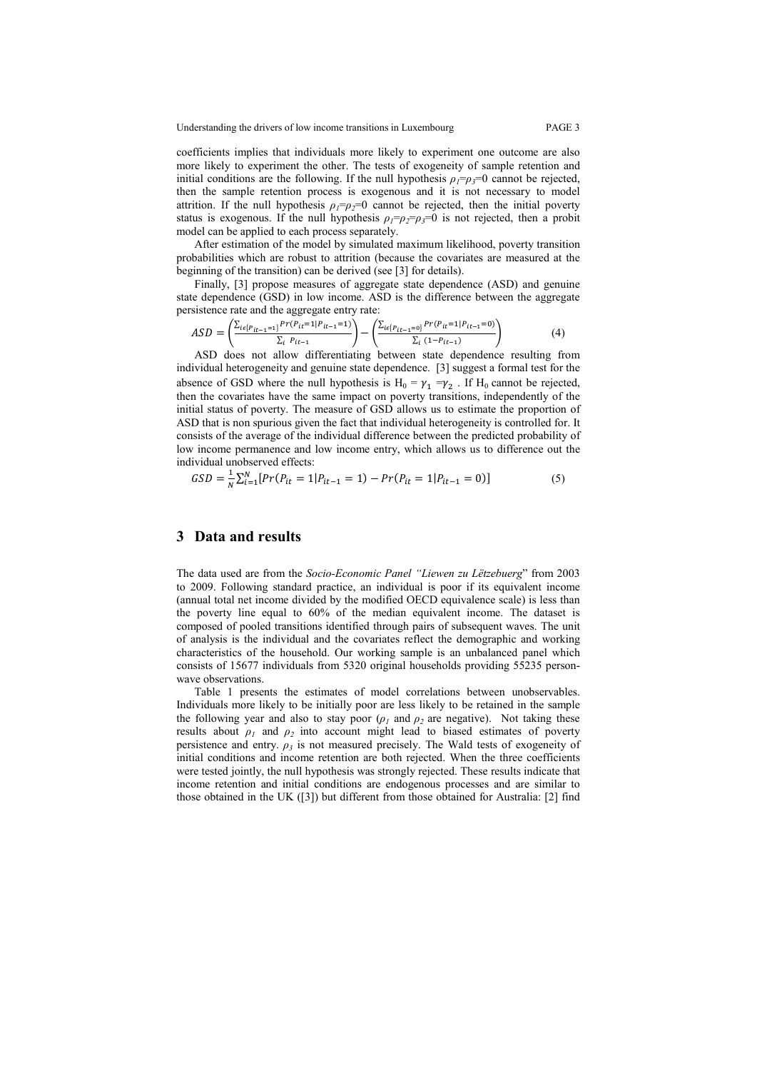coefficients implies that individuals more likely to experiment one outcome are also more likely to experiment the other. The tests of exogeneity of sample retention and initial conditions are the following. If the null hypothesis $\rho_1=\rho_3=0$ cannot be rejected, then the sample retention process is exogenous and it is not necessary to model attrition. If the null hypothesis $\rho_1=\rho_2=0$ cannot be rejected, then the initial poverty status is exogenous. If the null hypothesis $\rho_1=\rho_2=\rho_3=0$ is not rejected, then a probit model can be applied to each process separately.

After estimation of the model by simulated maximum likelihood, poverty transition probabilities which are robust to attrition (because the covariates are measured at the beginning of the transition) can be derived (see [3] for details).

Finally, [3] propose measures of aggregate state dependence (ASD) and genuine state dependence (GSD) in low income. ASD is the difference between the aggregate persistence rate and the aggregate entry rate:

$$ASD = \left(\frac{\sum_{i\epsilon\{P_{it-1}=1\}} Pr(P_{it}=1|P_{it-1}=1)}{\sum_i P_{it-1}}\right) - \left(\frac{\sum_{i\epsilon\{P_{it-1}=0\}} Pr(P_{it}=1|P_{it-1}=0)}{\sum_i (1-P_{it-1})}\right) \quad (4)$$

ASD does not allow differentiating between state dependence resulting from individual heterogeneity and genuine state dependence. [3] suggest a formal test for the absence of GSD where the null hypothesis is $H_0 = \gamma_1 = \gamma_2$ . If $H_0$ cannot be rejected, then the covariates have the same impact on poverty transitions, independently of the initial status of poverty. The measure of GSD allows us to estimate the proportion of ASD that is non spurious given the fact that individual heterogeneity is controlled for. It consists of the average of the individual difference between the predicted probability of low income permanence and low income entry, which allows us to difference out the individual unobserved effects:

$$GSD = \frac{1}{N}\sum_{i=1}^{N}[Pr(P_{it} = 1|P_{it-1} = 1) - Pr(P_{it} = 1|P_{it-1} = 0)] \quad (5)$$

## 3 Data and results

The data used are from the *Socio-Economic Panel "Liewen zu Lëtzebuerg*" from 2003 to 2009. Following standard practice, an individual is poor if its equivalent income (annual total net income divided by the modified OECD equivalence scale) is less than the poverty line equal to 60% of the median equivalent income. The dataset is composed of pooled transitions identified through pairs of subsequent waves. The unit of analysis is the individual and the covariates reflect the demographic and working characteristics of the household. Our working sample is an unbalanced panel which consists of 15677 individuals from 5320 original households providing 55235 person-wave observations.

Table 1 presents the estimates of model correlations between unobservables. Individuals more likely to be initially poor are less likely to be retained in the sample the following year and also to stay poor ($\rho_1$ and $\rho_2$ are negative). Not taking these results about $\rho_1$ and $\rho_2$ into account might lead to biased estimates of poverty persistence and entry. $\rho_3$ is not measured precisely. The Wald tests of exogeneity of initial conditions and income retention are both rejected. When the three coefficients were tested jointly, the null hypothesis was strongly rejected. These results indicate that income retention and initial conditions are endogenous processes and are similar to those obtained in the UK ([3]) but different from those obtained for Australia: [2] find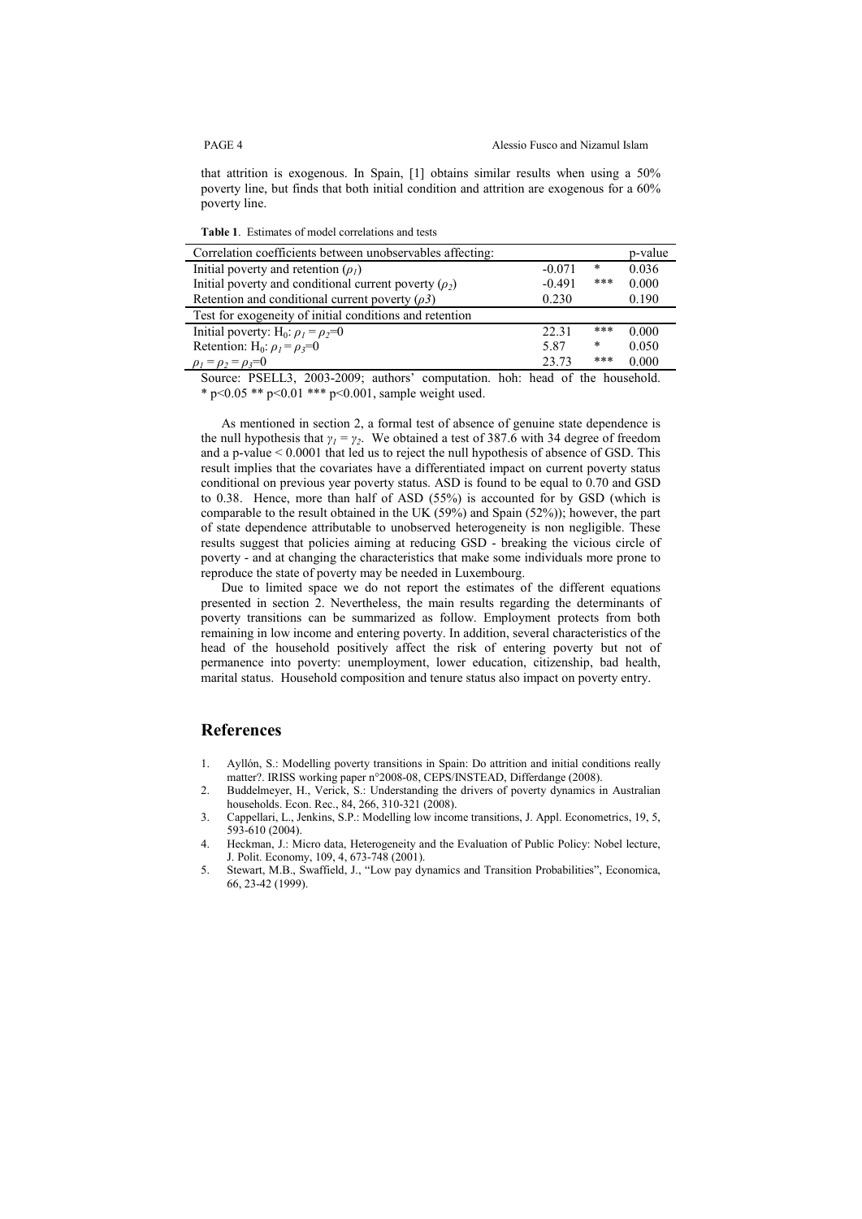that attrition is exogenous. In Spain, [1] obtains similar results when using a 50% poverty line, but finds that both initial condition and attrition are exogenous for a 60% poverty line.

**Table 1**. Estimates of model correlations and tests

| Correlation coefficients between unobservables affecting: | | | p-value |
|---|---|---|---|
| Initial poverty and retention ($\rho_1$) | -0.071 | * | 0.036 |
| Initial poverty and conditional current poverty ($\rho_2$) | -0.491 | *** | 0.000 |
| Retention and conditional current poverty ($\rho 3$) | 0.230 | | 0.190 |
| Test for exogeneity of initial conditions and retention | | | |
| Initial poverty: $H_0$: $\rho_1 = \rho_2 = 0$ | 22.31 | *** | 0.000 |
| Retention: $H_0$: $\rho_1 = \rho_3 = 0$ | 5.87 | * | 0.050 |
| $\rho_1 = \rho_2 = \rho_3 = 0$ | 23.73 | *** | 0.000 |

Source: PSELL3, 2003-2009; authors' computation. hoh: head of the household. * p<0.05 ** p<0.01 *** p<0.001, sample weight used.

As mentioned in section 2, a formal test of absence of genuine state dependence is the null hypothesis that $\gamma_1 = \gamma_2$. We obtained a test of 387.6 with 34 degree of freedom and a p-value < 0.0001 that led us to reject the null hypothesis of absence of GSD. This result implies that the covariates have a differentiated impact on current poverty status conditional on previous year poverty status. ASD is found to be equal to 0.70 and GSD to 0.38. Hence, more than half of ASD (55%) is accounted for by GSD (which is comparable to the result obtained in the UK (59%) and Spain (52%)); however, the part of state dependence attributable to unobserved heterogeneity is non negligible. These results suggest that policies aiming at reducing GSD - breaking the vicious circle of poverty - and at changing the characteristics that make some individuals more prone to reproduce the state of poverty may be needed in Luxembourg.

Due to limited space we do not report the estimates of the different equations presented in section 2. Nevertheless, the main results regarding the determinants of poverty transitions can be summarized as follow. Employment protects from both remaining in low income and entering poverty. In addition, several characteristics of the head of the household positively affect the risk of entering poverty but not of permanence into poverty: unemployment, lower education, citizenship, bad health, marital status. Household composition and tenure status also impact on poverty entry.

## References

1. Ayllón, S.: Modelling poverty transitions in Spain: Do attrition and initial conditions really matter?. IRISS working paper n°2008-08, CEPS/INSTEAD, Differdange (2008).
2. Buddelmeyer, H., Verick, S.: Understanding the drivers of poverty dynamics in Australian households. Econ. Rec., 84, 266, 310-321 (2008).
3. Cappellari, L., Jenkins, S.P.: Modelling low income transitions, J. Appl. Econometrics, 19, 5, 593-610 (2004).
4. Heckman, J.: Micro data, Heterogeneity and the Evaluation of Public Policy: Nobel lecture, J. Polit. Economy, 109, 4, 673-748 (2001).
5. Stewart, M.B., Swaffield, J., "Low pay dynamics and Transition Probabilities", Economica, 66, 23-42 (1999).